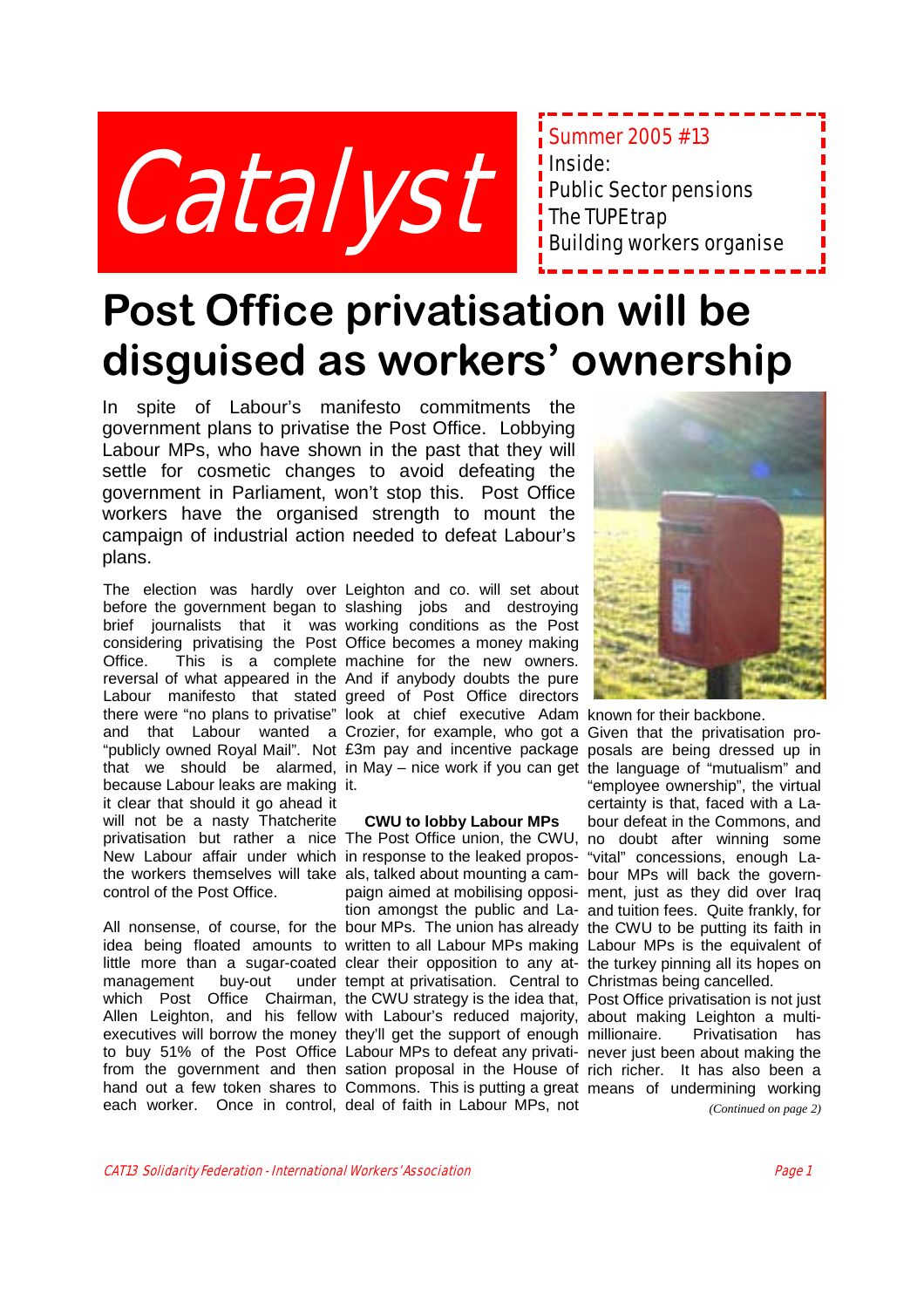# Catalyst

Summer 2005 #13

Inside:
Public Sector pensions
The TUPE trap
Building workers organise

# Post Office privatisation will be disguised as workers' ownership

In spite of Labour's manifesto commitments the government plans to privatise the Post Office. Lobbying Labour MPs, who have shown in the past that they will settle for cosmetic changes to avoid defeating the government in Parliament, won't stop this. Post Office workers have the organised strength to mount the campaign of industrial action needed to defeat Labour's plans.

The election was hardly over before the government began to brief journalists that it was considering privatising the Post Office. This is a complete reversal of what appeared in the Labour manifesto that stated there were "no plans to privatise" and that Labour wanted a "publicly owned Royal Mail". Not that we should be alarmed, because Labour leaks are making it clear that should it go ahead it will not be a nasty Thatcherite privatisation but rather a nice New Labour affair under which the workers themselves will take control of the Post Office.

All nonsense, of course, for the idea being floated amounts to little more than a sugar-coated management buy-out under which Post Office Chairman, Allen Leighton, and his fellow executives will borrow the money to buy 51% of the Post Office from the government and then hand out a few token shares to each worker. Once in control, Leighton and co. will set about slashing jobs and destroying working conditions as the Post Office becomes a money making machine for the new owners. And if anybody doubts the pure greed of Post Office directors look at chief executive Adam Crozier, for example, who got a £3m pay and incentive package in May – nice work if you can get it.

### CWU to lobby Labour MPs

The Post Office union, the CWU, in response to the leaked proposals, talked about mounting a campaign aimed at mobilising opposition amongst the public and Labour MPs. The union has already written to all Labour MPs making clear their opposition to any attempt at privatisation. Central to the CWU strategy is the idea that, with Labour's reduced majority, they'll get the support of enough Labour MPs to defeat any privatisation proposal in the House of Commons. This is putting a great deal of faith in Labour MPs, not known for their backbone.

Given that the privatisation proposals are being dressed up in the language of "mutualism" and "employee ownership", the virtual certainty is that, faced with a Labour defeat in the Commons, and no doubt after winning some "vital" concessions, enough Labour MPs will back the government, just as they did over Iraq and tuition fees. Quite frankly, for the CWU to be putting its faith in Labour MPs is the equivalent of the turkey pinning all its hopes on Christmas being cancelled.

Post Office privatisation is not just about making Leighton a multi-millionaire. Privatisation has never just been about making the rich richer. It has also been a means of undermining working

*(Continued on page 2)*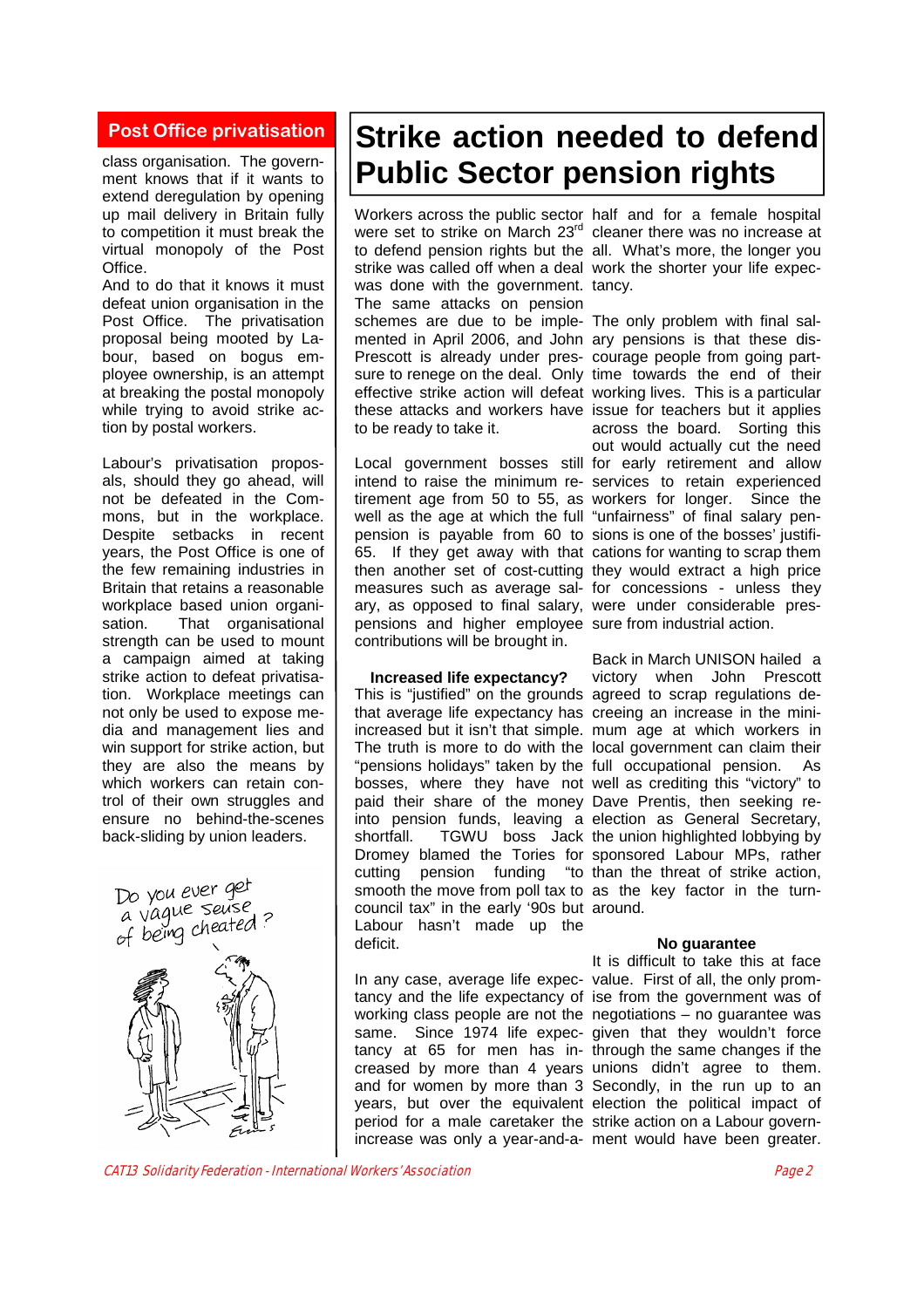## Post Office privatisation

class organisation. The government knows that if it wants to extend deregulation by opening up mail delivery in Britain fully to competition it must break the virtual monopoly of the Post Office.

And to do that it knows it must defeat union organisation in the Post Office. The privatisation proposal being mooted by Labour, based on bogus employee ownership, is an attempt at breaking the postal monopoly while trying to avoid strike action by postal workers.

Labour's privatisation proposals, should they go ahead, will not be defeated in the Commons, but in the workplace. Despite setbacks in recent years, the Post Office is one of the few remaining industries in Britain that retains a reasonable workplace based union organisation. That organisational strength can be used to mount a campaign aimed at taking strike action to defeat privatisation. Workplace meetings can not only be used to expose media and management lies and win support for strike action, but they are also the means by which workers can retain control of their own struggles and ensure no behind-the-scenes back-sliding by union leaders.

# Strike action needed to defend Public Sector pension rights

Workers across the public sector were set to strike on March 23rd to defend pension rights but the strike was called off when a deal was done with the government. The same attacks on pension schemes are due to be implemented in April 2006, and John Prescott is already under pressure to renege on the deal. Only effective strike action will defeat these attacks and workers have to be ready to take it.

Local government bosses still intend to raise the minimum retirement age from 50 to 55, as well as the age at which the full pension is payable from 60 to 65. If they get away with that then another set of cost-cutting measures such as average salary, as opposed to final salary, pensions and higher employee contributions will be brought in.

**Increased life expectancy?**

This is "justified" on the grounds that average life expectancy has increased but it isn't that simple. The truth is more to do with the "pensions holidays" taken by the bosses, where they have not paid their share of the money into pension funds, leaving a shortfall. TGWU boss Jack Dromey blamed the Tories for cutting pension funding "to smooth the move from poll tax to council tax" in the early '90s but Labour hasn't made up the deficit.

In any case, average life expectancy and the life expectancy of working class people are not the same. Since 1974 life expectancy at 65 for men has increased by more than 4 years and for women by more than 3 years, but over the equivalent period for a male caretaker the increase was only a year-and-a-half and for a female hospital cleaner there was no increase at all. What's more, the longer you work the shorter your life expectancy.

The only problem with final salary pensions is that these discourage people from going part-time towards the end of their working lives. This is a particular issue for teachers but it applies across the board. Sorting this out would actually cut the need for early retirement and allow services to retain experienced workers for longer. Since the "unfairness" of final salary pensions is one of the bosses' justifications for wanting to scrap them they would extract a high price for concessions - unless they were under considerable pressure from industrial action.

Back in March UNISON hailed a victory when John Prescott agreed to scrap regulations decreeing an increase in the minimum age at which workers in local government can claim their full occupational pension. As well as crediting this "victory" to Dave Prentis, then seeking re-election as General Secretary, the union highlighted lobbying by sponsored Labour MPs, rather than the threat of strike action, as the key factor in the turnaround.

**No guarantee**

It is difficult to take this at face value. First of all, the only promise from the government was of negotiations – no guarantee was given that they wouldn't force through the same changes if the unions didn't agree to them. Secondly, in the run up to an election the political impact of strike action on a Labour government would have been greater.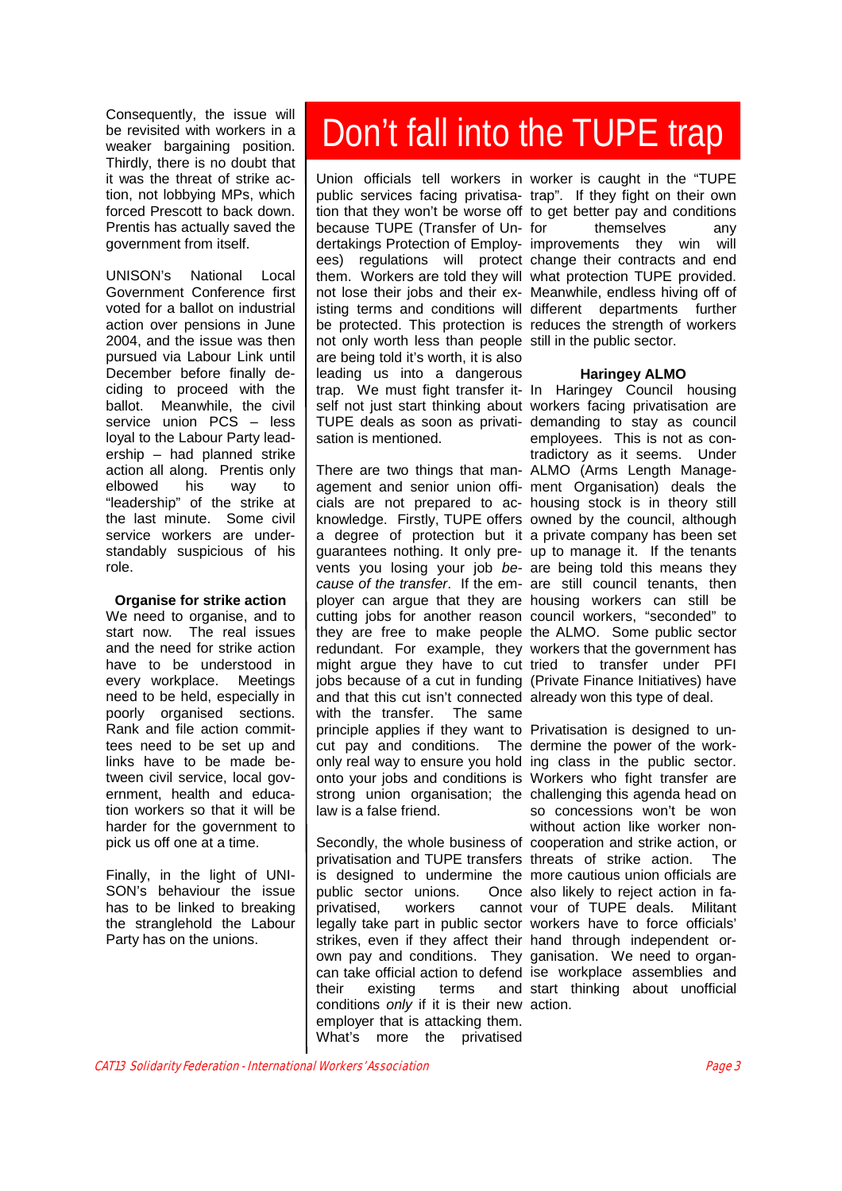Consequently, the issue will be revisited with workers in a weaker bargaining position. Thirdly, there is no doubt that it was the threat of strike action, not lobbying MPs, which forced Prescott to back down. Prentis has actually saved the government from itself.

UNISON's National Local Government Conference first voted for a ballot on industrial action over pensions in June 2004, and the issue was then pursued via Labour Link until December before finally deciding to proceed with the ballot. Meanwhile, the civil service union PCS – less loyal to the Labour Party leadership – had planned strike action all along. Prentis only elbowed his way to "leadership" of the strike at the last minute. Some civil service workers are understandably suspicious of his role.

**Organise for strike action**

We need to organise, and to start now. The real issues and the need for strike action have to be understood in every workplace. Meetings need to be held, especially in poorly organised sections. Rank and file action committees need to be set up and links have to be made between civil service, local government, health and education workers so that it will be harder for the government to pick us off one at a time.

Finally, in the light of UNISON's behaviour the issue has to be linked to breaking the stranglehold the Labour Party has on the unions.

# Don't fall into the TUPE trap

Union officials tell workers in public services facing privatisation that they won't be worse off because TUPE (Transfer of Undertakings Protection of Employees) regulations will protect them. Workers are told they will not lose their jobs and their existing terms and conditions will be protected. This protection is not only worth less than people are being told it's worth, it is also leading us into a dangerous trap. We must fight transfer itself not just start thinking about TUPE deals as soon as privatisation is mentioned.

There are two things that management and senior union officials are not prepared to acknowledge. Firstly, TUPE offers a degree of protection but it guarantees nothing. It only prevents you losing your job *because of the transfer*. If the employer can argue that they are cutting jobs for another reason they are free to make people redundant. For example, they might argue they have to cut jobs because of a cut in funding and that this cut isn't connected with the transfer. The same principle applies if they want to cut pay and conditions. The only real way to ensure you hold onto your jobs and conditions is strong union organisation; the law is a false friend.

Secondly, the whole business of privatisation and TUPE transfers is designed to undermine the public sector unions. Once privatised, workers cannot legally take part in public sector strikes, even if they affect their own pay and conditions. They can take official action to defend their existing terms and conditions *only* if it is their new employer that is attacking them. What's more the privatised worker is caught in the "TUPE trap". If they fight on their own to get better pay and conditions for themselves any improvements they win will change their contracts and end what protection TUPE provided. Meanwhile, endless hiving off of different departments further reduces the strength of workers still in the public sector.

**Haringey ALMO**

In Haringey Council housing workers facing privatisation are demanding to stay as council employees. This is not as contradictory as it seems. Under ALMO (Arms Length Management Organisation) deals the housing stock is in theory still owned by the council, although a private company has been set up to manage it. If the tenants are being told this means they are still council tenants, then housing workers can still be council workers, "seconded" to the ALMO. Some public sector workers that the government has tried to transfer under PFI (Private Finance Initiatives) have already won this type of deal.

Privatisation is designed to undermine the power of the working class in the public sector. Workers who fight transfer are challenging this agenda head on so concessions won't be won without action like worker non-cooperation and strike action, or threats of strike action. The more cautious union officials are also likely to reject action in favour of TUPE deals. Militant workers have to force officials' hand through independent organisation. We need to organise workplace assemblies and start thinking about unofficial action.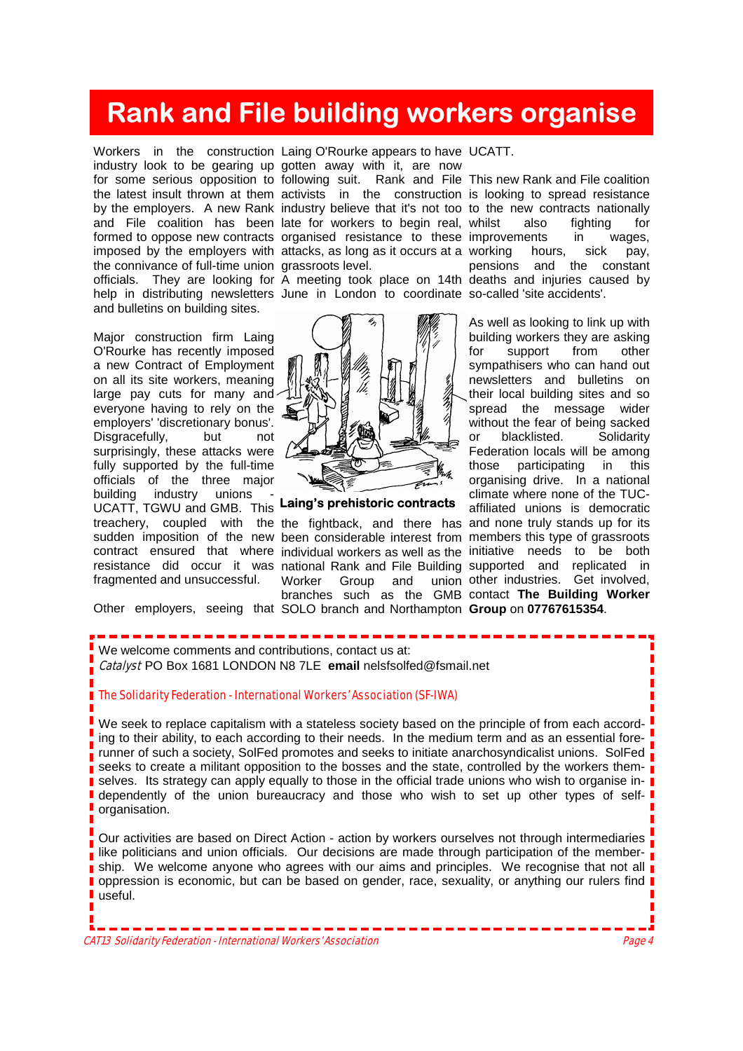# Rank and File building workers organise

Workers in the construction industry look to be gearing up for some serious opposition to the latest insult thrown at them by the employers. A new Rank and File coalition has been formed to oppose new contracts imposed by the employers with the connivance of full-time union officials. They are looking for help in distributing newsletters and bulletins on building sites.

Major construction firm Laing O'Rourke has recently imposed a new Contract of Employment on all its site workers, meaning large pay cuts for many and everyone having to rely on the employers' 'discretionary bonus'. Disgracefully, but not surprisingly, these attacks were fully supported by the full-time officials of the three major building industry unions - UCATT, TGWU and GMB. This treachery, coupled with the sudden imposition of the new contract ensured that where resistance did occur it was fragmented and unsuccessful.

Other employers, seeing that Laing O'Rourke appears to have gotten away with it, are now following suit. Rank and File activists in the construction industry believe that it's not too late for workers to begin real, organised resistance to these attacks, as long as it occurs at a grassroots level.

A meeting took place on 14th June in London to coordinate

Laing's prehistoric contracts

the fightback, and there has been considerable interest from individual workers as well as the national Rank and File Building Worker Group and union branches such as the GMB SOLO branch and Northampton UCATT.

This new Rank and File coalition is looking to spread resistance to the new contracts nationally whilst also fighting for improvements in wages, working hours, sick pay, pensions and the constant deaths and injuries caused by so-called 'site accidents'.

As well as looking to link up with building workers they are asking for support from other sympathisers who can hand out newsletters and bulletins on their local building sites and so spread the message wider without the fear of being sacked or blacklisted. Solidarity Federation locals will be among those participating in this organising drive. In a national climate where none of the TUC-affiliated unions is democratic and none truly stands up for its members this type of grassroots initiative needs to be both supported and replicated in other industries. Get involved, contact **The Building Worker Group** on **07767615354**.

---

We welcome comments and contributions, contact us at:
*Catalyst* PO Box 1681 LONDON N8 7LE **email** nelsfsolfed@fsmail.net

The Solidarity Federation - International Workers' Association (SF-IWA)

We seek to replace capitalism with a stateless society based on the principle of from each according to their ability, to each according to their needs. In the medium term and as an essential forerunner of such a society, SolFed promotes and seeks to initiate anarchosyndicalist unions. SolFed seeks to create a militant opposition to the bosses and the state, controlled by the workers themselves. Its strategy can apply equally to those in the official trade unions who wish to organise independently of the union bureaucracy and those who wish to set up other types of self-organisation.

Our activities are based on Direct Action - action by workers ourselves not through intermediaries like politicians and union officials. Our decisions are made through participation of the membership. We welcome anyone who agrees with our aims and principles. We recognise that not all oppression is economic, but can be based on gender, race, sexuality, or anything our rulers find useful.